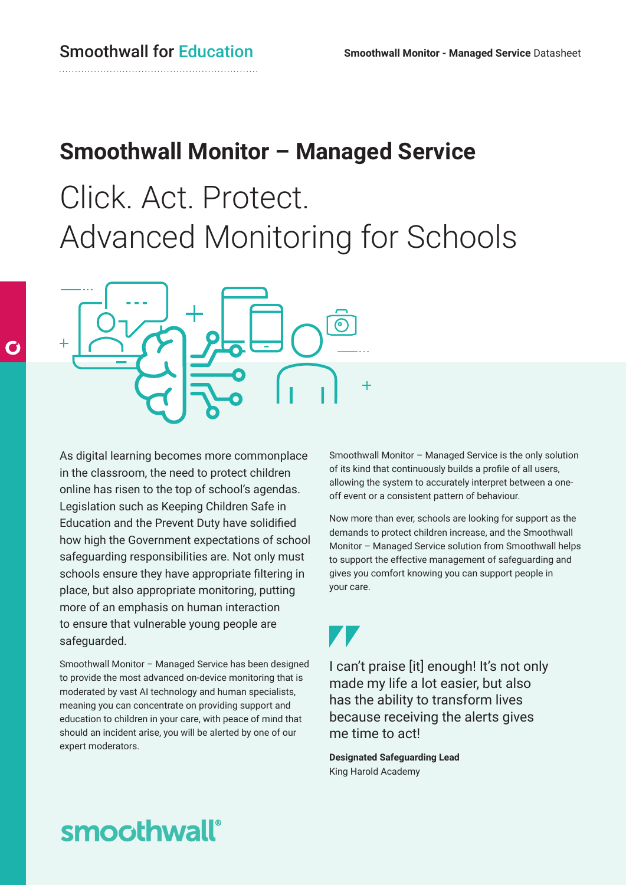# Smoothwall Monitor – Managed Service

## Click. Act. Protect.
## Advanced Monitoring for Schools

As digital learning becomes more commonplace in the classroom, the need to protect children online has risen to the top of school's agendas. Legislation such as Keeping Children Safe in Education and the Prevent Duty have solidified how high the Government expectations of school safeguarding responsibilities are. Not only must schools ensure they have appropriate filtering in place, but also appropriate monitoring, putting more of an emphasis on human interaction to ensure that vulnerable young people are safeguarded.

Smoothwall Monitor – Managed Service has been designed to provide the most advanced on-device monitoring that is moderated by vast AI technology and human specialists, meaning you can concentrate on providing support and education to children in your care, with peace of mind that should an incident arise, you will be alerted by one of our expert moderators.

Smoothwall Monitor – Managed Service is the only solution of its kind that continuously builds a profile of all users, allowing the system to accurately interpret between a one-off event or a consistent pattern of behaviour.

Now more than ever, schools are looking for support as the demands to protect children increase, and the Smoothwall Monitor – Managed Service solution from Smoothwall helps to support the effective management of safeguarding and gives you comfort knowing you can support people in your care.

> I can't praise [it] enough! It's not only made my life a lot easier, but also has the ability to transform lives because receiving the alerts gives me time to act!
>
> **Designated Safeguarding Lead**
> King Harold Academy

smoothwall®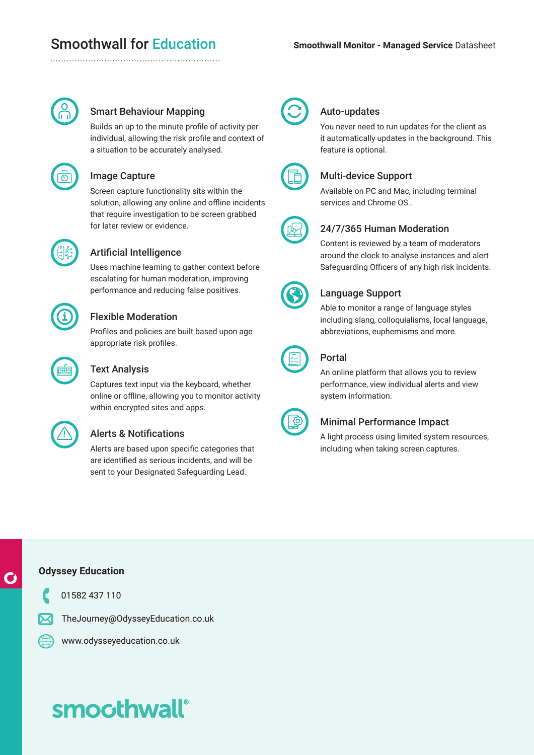# Smoothwall for Education

**Smoothwall Monitor - Managed Service** Datasheet

### Smart Behaviour Mapping
Builds an up to the minute profile of activity per individual, allowing the risk profile and context of a situation to be accurately analysed.

### Image Capture
Screen capture functionality sits within the solution, allowing any online and offline incidents that require investigation to be screen grabbed for later review or evidence.

### Artificial Intelligence
Uses machine learning to gather context before escalating for human moderation, improving performance and reducing false positives.

### Flexible Moderation
Profiles and policies are built based upon age appropriate risk profiles.

### Text Analysis
Captures text input via the keyboard, whether online or offline, allowing you to monitor activity within encrypted sites and apps.

### Alerts & Notifications
Alerts are based upon specific categories that are identified as serious incidents, and will be sent to your Designated Safeguarding Lead.

### Auto-updates
You never need to run updates for the client as it automatically updates in the background. This feature is optional.

### Multi-device Support
Available on PC and Mac, including terminal services and Chrome OS..

### 24/7/365 Human Moderation
Content is reviewed by a team of moderators around the clock to analyse instances and alert Safeguarding Officers of any high risk incidents.

### Language Support
Able to monitor a range of language styles including slang, colloquialisms, local language, abbreviations, euphemisms and more.

### Portal
An online platform that allows you to review performance, view individual alerts and view system information.

### Minimal Performance Impact
A light process using limited system resources, including when taking screen captures.

**Odyssey Education**

01582 437 110

TheJourney@OdysseyEducation.co.uk

www.odysseyeducation.co.uk

smoothwall®